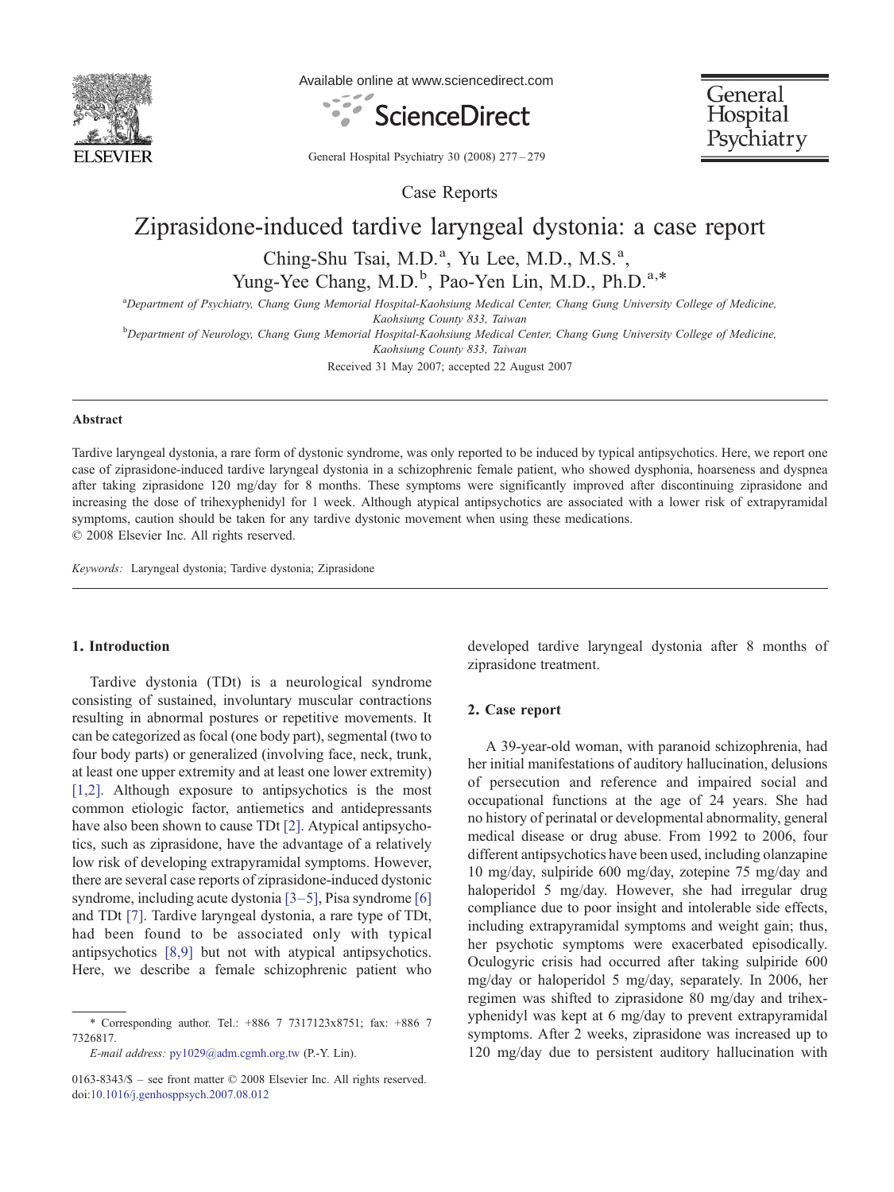Case Reports

# Ziprasidone-induced tardive laryngeal dystonia: a case report

Ching-Shu Tsai, M.D.[a], Yu Lee, M.D., M.S.[a], Yung-Yee Chang, M.D.[b], Pao-Yen Lin, M.D., Ph.D.[a,*]

[a]Department of Psychiatry, Chang Gung Memorial Hospital-Kaohsiung Medical Center, Chang Gung University College of Medicine, Kaohsiung County 833, Taiwan

[b]Department of Neurology, Chang Gung Memorial Hospital-Kaohsiung Medical Center, Chang Gung University College of Medicine, Kaohsiung County 833, Taiwan

Received 31 May 2007; accepted 22 August 2007

## Abstract

Tardive laryngeal dystonia, a rare form of dystonic syndrome, was only reported to be induced by typical antipsychotics. Here, we report one case of ziprasidone-induced tardive laryngeal dystonia in a schizophrenic female patient, who showed dysphonia, hoarseness and dyspnea after taking ziprasidone 120 mg/day for 8 months. These symptoms were significantly improved after discontinuing ziprasidone and increasing the dose of trihexyphenidyl for 1 week. Although atypical antipsychotics are associated with a lower risk of extrapyramidal symptoms, caution should be taken for any tardive dystonic movement when using these medications.

© 2008 Elsevier Inc. All rights reserved.

*Keywords:* Laryngeal dystonia; Tardive dystonia; Ziprasidone

## 1. Introduction

Tardive dystonia (TDt) is a neurological syndrome consisting of sustained, involuntary muscular contractions resulting in abnormal postures or repetitive movements. It can be categorized as focal (one body part), segmental (two to four body parts) or generalized (involving face, neck, trunk, at least one upper extremity and at least one lower extremity) [1,2]. Although exposure to antipsychotics is the most common etiologic factor, antiemetics and antidepressants have also been shown to cause TDt [2]. Atypical antipsychotics, such as ziprasidone, have the advantage of a relatively low risk of developing extrapyramidal symptoms. However, there are several case reports of ziprasidone-induced dystonic syndrome, including acute dystonia [3–5], Pisa syndrome [6] and TDt [7]. Tardive laryngeal dystonia, a rare type of TDt, had been found to be associated only with typical antipsychotics [8,9] but not with atypical antipsychotics. Here, we describe a female schizophrenic patient who developed tardive laryngeal dystonia after 8 months of ziprasidone treatment.

## 2. Case report

A 39-year-old woman, with paranoid schizophrenia, had her initial manifestations of auditory hallucination, delusions of persecution and reference and impaired social and occupational functions at the age of 24 years. She had no history of perinatal or developmental abnormality, general medical disease or drug abuse. From 1992 to 2006, four different antipsychotics have been used, including olanzapine 10 mg/day, sulpiride 600 mg/day, zotepine 75 mg/day and haloperidol 5 mg/day. However, she had irregular drug compliance due to poor insight and intolerable side effects, including extrapyramidal symptoms and weight gain; thus, her psychotic symptoms were exacerbated episodically. Oculogyric crisis had occurred after taking sulpiride 600 mg/day or haloperidol 5 mg/day, separately. In 2006, her regimen was shifted to ziprasidone 80 mg/day and trihexyphenidyl was kept at 6 mg/day to prevent extrapyramidal symptoms. After 2 weeks, ziprasidone was increased up to 120 mg/day due to persistent auditory hallucination with

\* Corresponding author. Tel.: +886 7 7317123x8751; fax: +886 7 7326817.

*E-mail address:* py1029@adm.cgmh.org.tw (P.-Y. Lin).

0163-8343/$ – see front matter © 2008 Elsevier Inc. All rights reserved.
doi:10.1016/j.genhosppsych.2007.08.012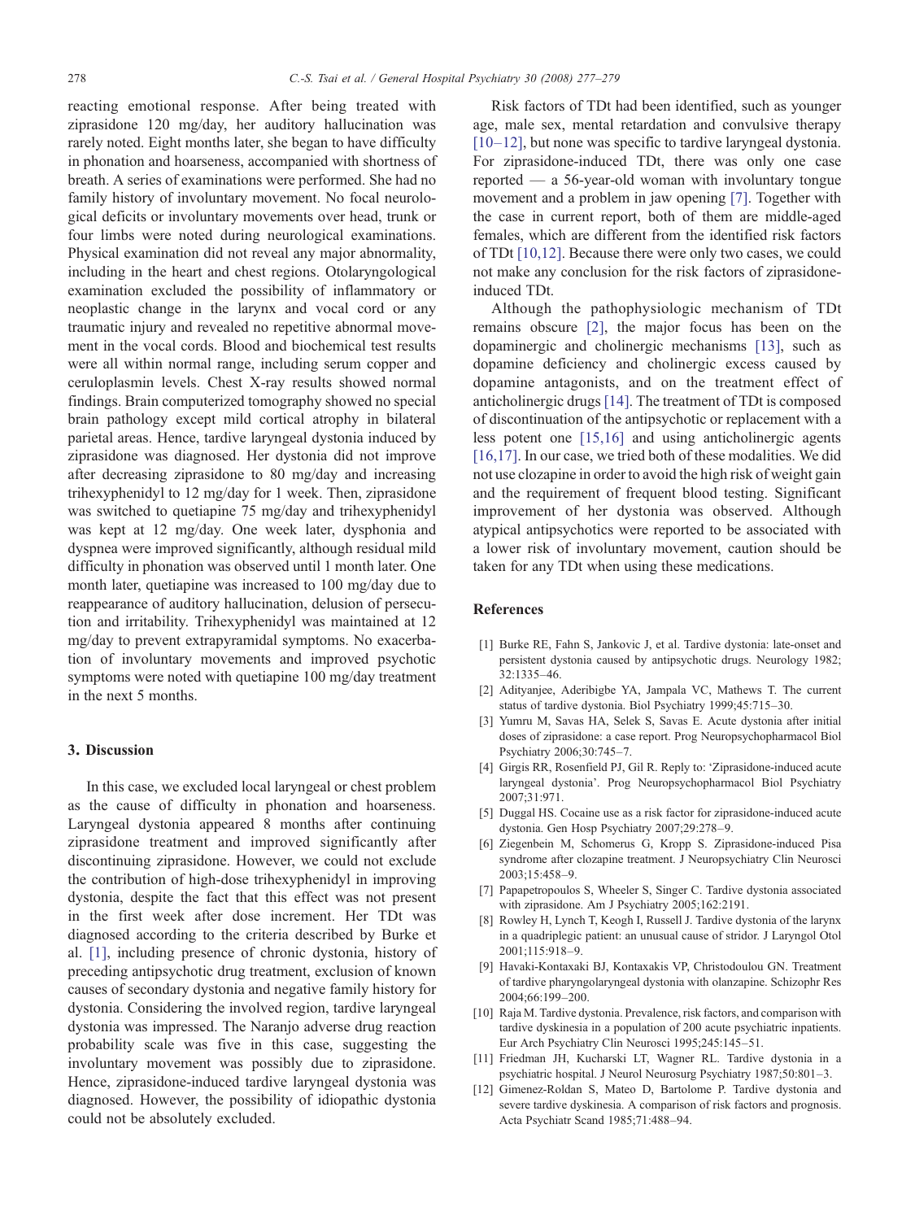reacting emotional response. After being treated with ziprasidone 120 mg/day, her auditory hallucination was rarely noted. Eight months later, she began to have difficulty in phonation and hoarseness, accompanied with shortness of breath. A series of examinations were performed. She had no family history of involuntary movement. No focal neurological deficits or involuntary movements over head, trunk or four limbs were noted during neurological examinations. Physical examination did not reveal any major abnormality, including in the heart and chest regions. Otolaryngological examination excluded the possibility of inflammatory or neoplastic change in the larynx and vocal cord or any traumatic injury and revealed no repetitive abnormal movement in the vocal cords. Blood and biochemical test results were all within normal range, including serum copper and ceruloplasmin levels. Chest X-ray results showed normal findings. Brain computerized tomography showed no special brain pathology except mild cortical atrophy in bilateral parietal areas. Hence, tardive laryngeal dystonia induced by ziprasidone was diagnosed. Her dystonia did not improve after decreasing ziprasidone to 80 mg/day and increasing trihexyphenidyl to 12 mg/day for 1 week. Then, ziprasidone was switched to quetiapine 75 mg/day and trihexyphenidyl was kept at 12 mg/day. One week later, dysphonia and dyspnea were improved significantly, although residual mild difficulty in phonation was observed until 1 month later. One month later, quetiapine was increased to 100 mg/day due to reappearance of auditory hallucination, delusion of persecution and irritability. Trihexyphenidyl was maintained at 12 mg/day to prevent extrapyramidal symptoms. No exacerbation of involuntary movements and improved psychotic symptoms were noted with quetiapine 100 mg/day treatment in the next 5 months.

## 3. Discussion

In this case, we excluded local laryngeal or chest problem as the cause of difficulty in phonation and hoarseness. Laryngeal dystonia appeared 8 months after continuing ziprasidone treatment and improved significantly after discontinuing ziprasidone. However, we could not exclude the contribution of high-dose trihexyphenidyl in improving dystonia, despite the fact that this effect was not present in the first week after dose increment. Her TDt was diagnosed according to the criteria described by Burke et al. [1], including presence of chronic dystonia, history of preceding antipsychotic drug treatment, exclusion of known causes of secondary dystonia and negative family history for dystonia. Considering the involved region, tardive laryngeal dystonia was impressed. The Naranjo adverse drug reaction probability scale was five in this case, suggesting the involuntary movement was possibly due to ziprasidone. Hence, ziprasidone-induced tardive laryngeal dystonia was diagnosed. However, the possibility of idiopathic dystonia could not be absolutely excluded.

Risk factors of TDt had been identified, such as younger age, male sex, mental retardation and convulsive therapy [10–12], but none was specific to tardive laryngeal dystonia. For ziprasidone-induced TDt, there was only one case reported — a 56-year-old woman with involuntary tongue movement and a problem in jaw opening [7]. Together with the case in current report, both of them are middle-aged females, which are different from the identified risk factors of TDt [10,12]. Because there were only two cases, we could not make any conclusion for the risk factors of ziprasidone-induced TDt.

Although the pathophysiologic mechanism of TDt remains obscure [2], the major focus has been on the dopaminergic and cholinergic mechanisms [13], such as dopamine deficiency and cholinergic excess caused by dopamine antagonists, and on the treatment effect of anticholinergic drugs [14]. The treatment of TDt is composed of discontinuation of the antipsychotic or replacement with a less potent one [15,16] and using anticholinergic agents [16,17]. In our case, we tried both of these modalities. We did not use clozapine in order to avoid the high risk of weight gain and the requirement of frequent blood testing. Significant improvement of her dystonia was observed. Although atypical antipsychotics were reported to be associated with a lower risk of involuntary movement, caution should be taken for any TDt when using these medications.

## References

[1] Burke RE, Fahn S, Jankovic J, et al. Tardive dystonia: late-onset and persistent dystonia caused by antipsychotic drugs. Neurology 1982; 32:1335–46.

[2] Adityanjee, Aderibigbe YA, Jampala VC, Mathews T. The current status of tardive dystonia. Biol Psychiatry 1999;45:715–30.

[3] Yumru M, Savas HA, Selek S, Savas E. Acute dystonia after initial doses of ziprasidone: a case report. Prog Neuropsychopharmacol Biol Psychiatry 2006;30:745–7.

[4] Girgis RR, Rosenfield PJ, Gil R. Reply to: 'Ziprasidone-induced acute laryngeal dystonia'. Prog Neuropsychopharmacol Biol Psychiatry 2007;31:971.

[5] Duggal HS. Cocaine use as a risk factor for ziprasidone-induced acute dystonia. Gen Hosp Psychiatry 2007;29:278–9.

[6] Ziegenbein M, Schomerus G, Kropp S. Ziprasidone-induced Pisa syndrome after clozapine treatment. J Neuropsychiatry Clin Neurosci 2003;15:458–9.

[7] Papapetropoulos S, Wheeler S, Singer C. Tardive dystonia associated with ziprasidone. Am J Psychiatry 2005;162:2191.

[8] Rowley H, Lynch T, Keogh I, Russell J. Tardive dystonia of the larynx in a quadriplegic patient: an unusual cause of stridor. J Laryngol Otol 2001;115:918–9.

[9] Havaki-Kontaxaki BJ, Kontaxakis VP, Christodoulou GN. Treatment of tardive pharyngolaryngeal dystonia with olanzapine. Schizophr Res 2004;66:199–200.

[10] Raja M. Tardive dystonia. Prevalence, risk factors, and comparison with tardive dyskinesia in a population of 200 acute psychiatric inpatients. Eur Arch Psychiatry Clin Neurosci 1995;245:145–51.

[11] Friedman JH, Kucharski LT, Wagner RL. Tardive dystonia in a psychiatric hospital. J Neurol Neurosurg Psychiatry 1987;50:801–3.

[12] Gimenez-Roldan S, Mateo D, Bartolome P. Tardive dystonia and severe tardive dyskinesia. A comparison of risk factors and prognosis. Acta Psychiatr Scand 1985;71:488–94.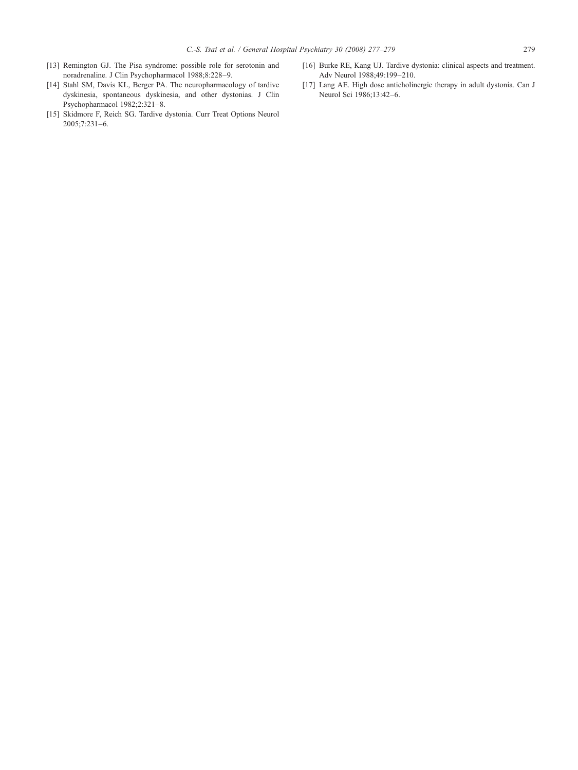[13] Remington GJ. The Pisa syndrome: possible role for serotonin and noradrenaline. J Clin Psychopharmacol 1988;8:228–9.

[14] Stahl SM, Davis KL, Berger PA. The neuropharmacology of tardive dyskinesia, spontaneous dyskinesia, and other dystonias. J Clin Psychopharmacol 1982;2:321–8.

[15] Skidmore F, Reich SG. Tardive dystonia. Curr Treat Options Neurol 2005;7:231–6.

[16] Burke RE, Kang UJ. Tardive dystonia: clinical aspects and treatment. Adv Neurol 1988;49:199–210.

[17] Lang AE. High dose anticholinergic therapy in adult dystonia. Can J Neurol Sci 1986;13:42–6.